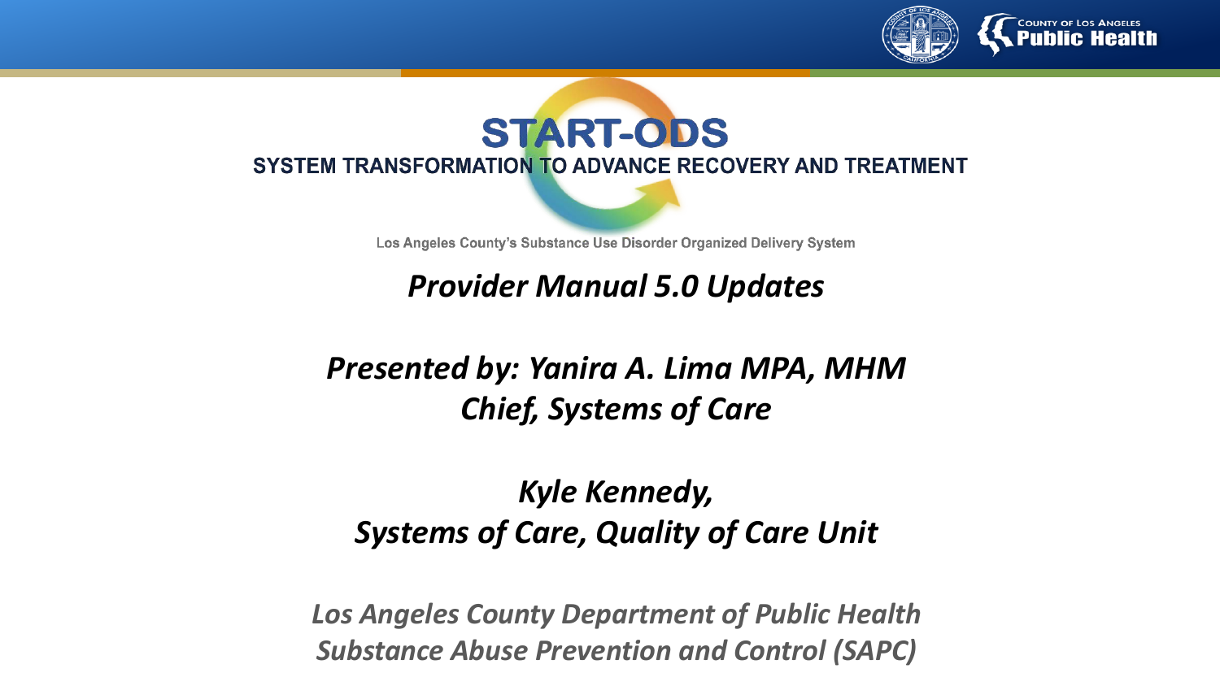# START-ODS

## SYSTEM TRANSFORMATION TO ADVANCE RECOVERY AND TREATMENT

Los Angeles County's Substance Use Disorder Organized Delivery System

## *Provider Manual 5.0 Updates*

***Presented by: Yanira A. Lima MPA, MHM***
***Chief, Systems of Care***

***Kyle Kennedy,***
***Systems of Care, Quality of Care Unit***

*Los Angeles County Department of Public Health*
*Substance Abuse Prevention and Control (SAPC)*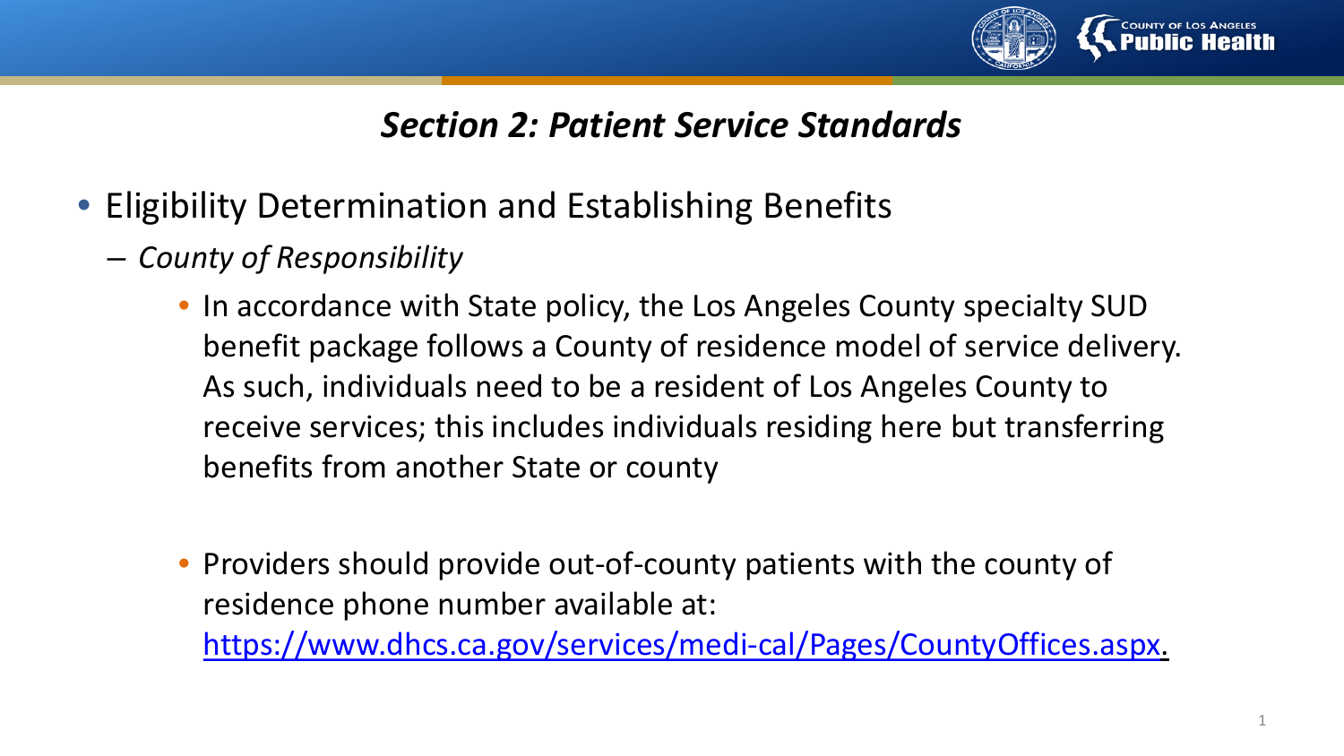## *Section 2: Patient Service Standards*

- Eligibility Determination and Establishing Benefits
  - *County of Responsibility*
    - In accordance with State policy, the Los Angeles County specialty SUD benefit package follows a County of residence model of service delivery. As such, individuals need to be a resident of Los Angeles County to receive services; this includes individuals residing here but transferring benefits from another State or county
    - Providers should provide out-of-county patients with the county of residence phone number available at: [https://www.dhcs.ca.gov/services/medi-cal/Pages/CountyOffices.aspx](https://www.dhcs.ca.gov/services/medi-cal/Pages/CountyOffices.aspx).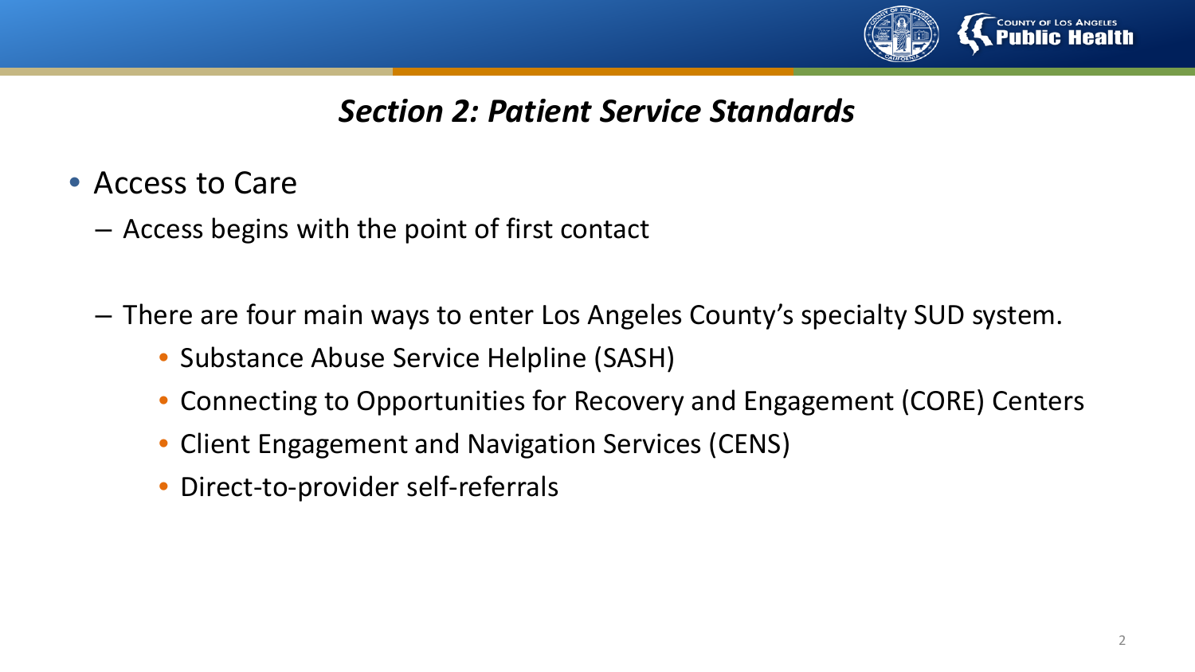## *Section 2: Patient Service Standards*

- Access to Care
  - Access begins with the point of first contact
  - There are four main ways to enter Los Angeles County's specialty SUD system.
    - Substance Abuse Service Helpline (SASH)
    - Connecting to Opportunities for Recovery and Engagement (CORE) Centers
    - Client Engagement and Navigation Services (CENS)
    - Direct-to-provider self-referrals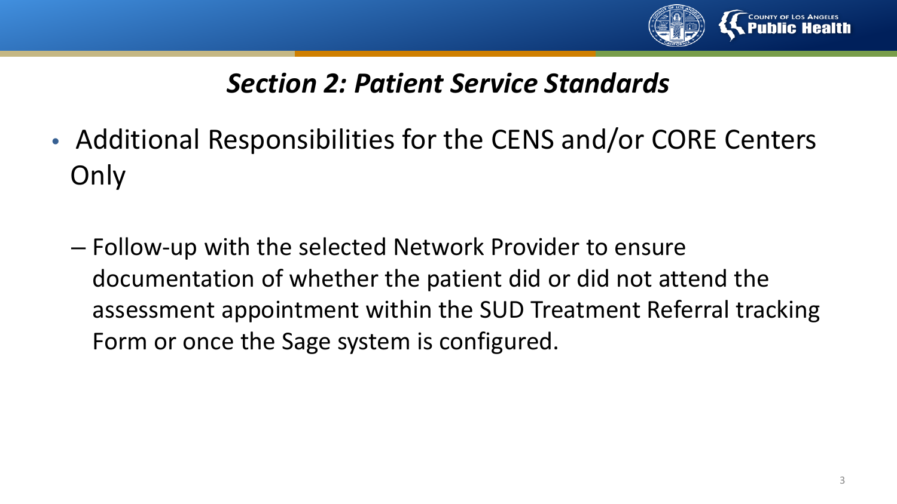## *Section 2: Patient Service Standards*

- Additional Responsibilities for the CENS and/or CORE Centers Only
  - Follow-up with the selected Network Provider to ensure documentation of whether the patient did or did not attend the assessment appointment within the SUD Treatment Referral tracking Form or once the Sage system is configured.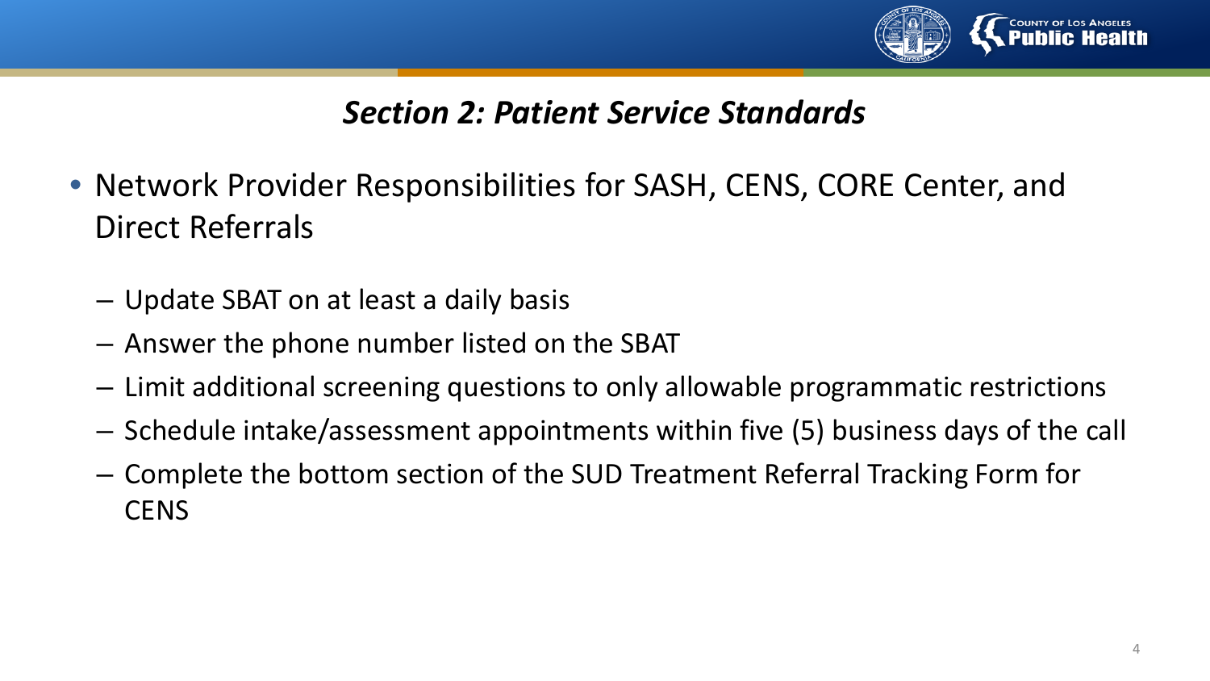## *Section 2: Patient Service Standards*

- Network Provider Responsibilities for SASH, CENS, CORE Center, and Direct Referrals
  - Update SBAT on at least a daily basis
  - Answer the phone number listed on the SBAT
  - Limit additional screening questions to only allowable programmatic restrictions
  - Schedule intake/assessment appointments within five (5) business days of the call
  - Complete the bottom section of the SUD Treatment Referral Tracking Form for CENS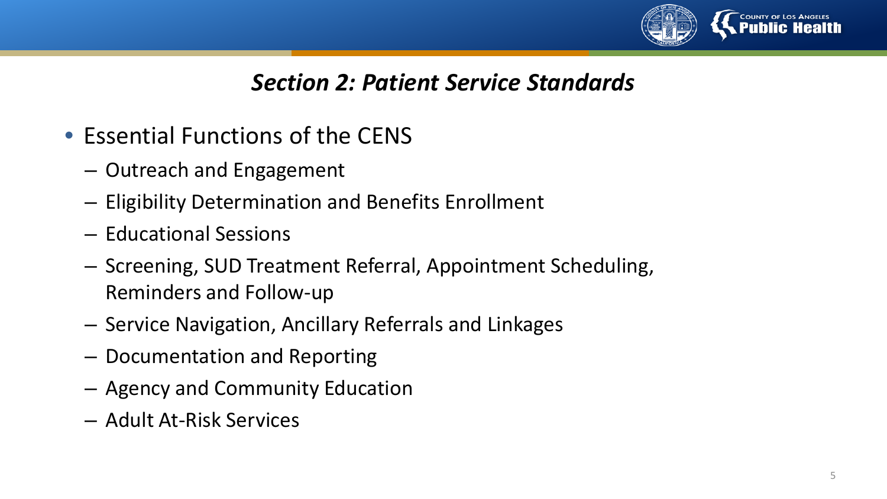## *Section 2: Patient Service Standards*

- Essential Functions of the CENS
  - Outreach and Engagement
  - Eligibility Determination and Benefits Enrollment
  - Educational Sessions
  - Screening, SUD Treatment Referral, Appointment Scheduling, Reminders and Follow-up
  - Service Navigation, Ancillary Referrals and Linkages
  - Documentation and Reporting
  - Agency and Community Education
  - Adult At-Risk Services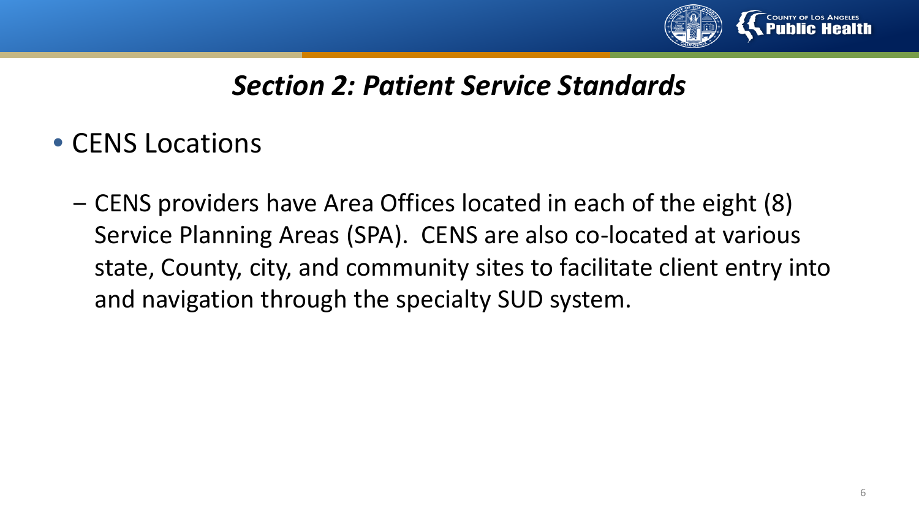## *Section 2: Patient Service Standards*

- CENS Locations
  - CENS providers have Area Offices located in each of the eight (8) Service Planning Areas (SPA). CENS are also co-located at various state, County, city, and community sites to facilitate client entry into and navigation through the specialty SUD system.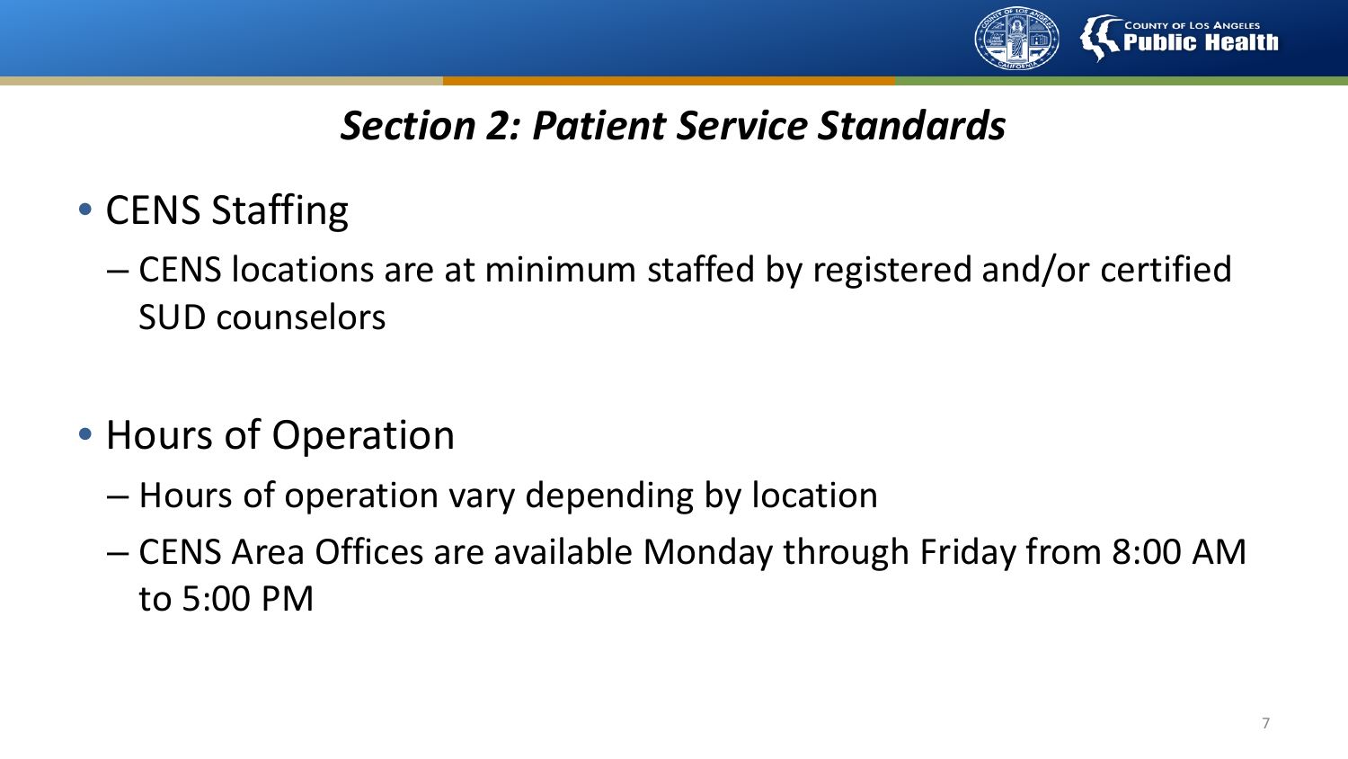## *Section 2: Patient Service Standards*

- CENS Staffing
  - CENS locations are at minimum staffed by registered and/or certified SUD counselors

- Hours of Operation
  - Hours of operation vary depending by location
  - CENS Area Offices are available Monday through Friday from 8:00 AM to 5:00 PM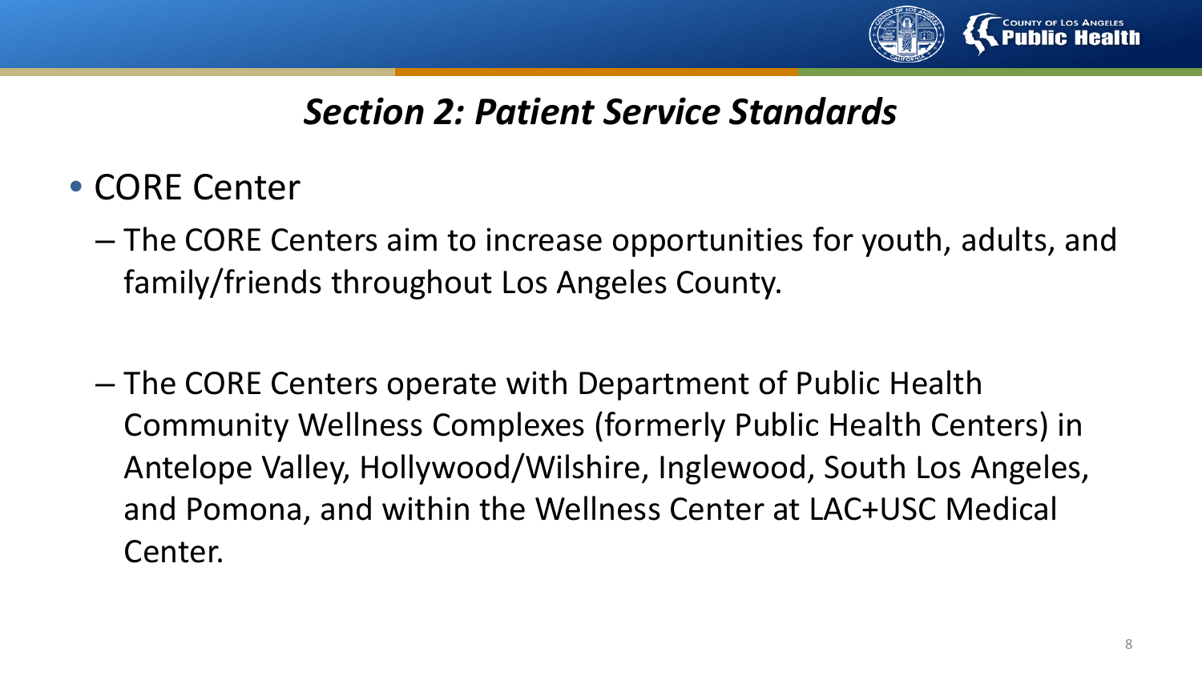## *Section 2: Patient Service Standards*

- CORE Center
  - The CORE Centers aim to increase opportunities for youth, adults, and family/friends throughout Los Angeles County.
  - The CORE Centers operate with Department of Public Health Community Wellness Complexes (formerly Public Health Centers) in Antelope Valley, Hollywood/Wilshire, Inglewood, South Los Angeles, and Pomona, and within the Wellness Center at LAC+USC Medical Center.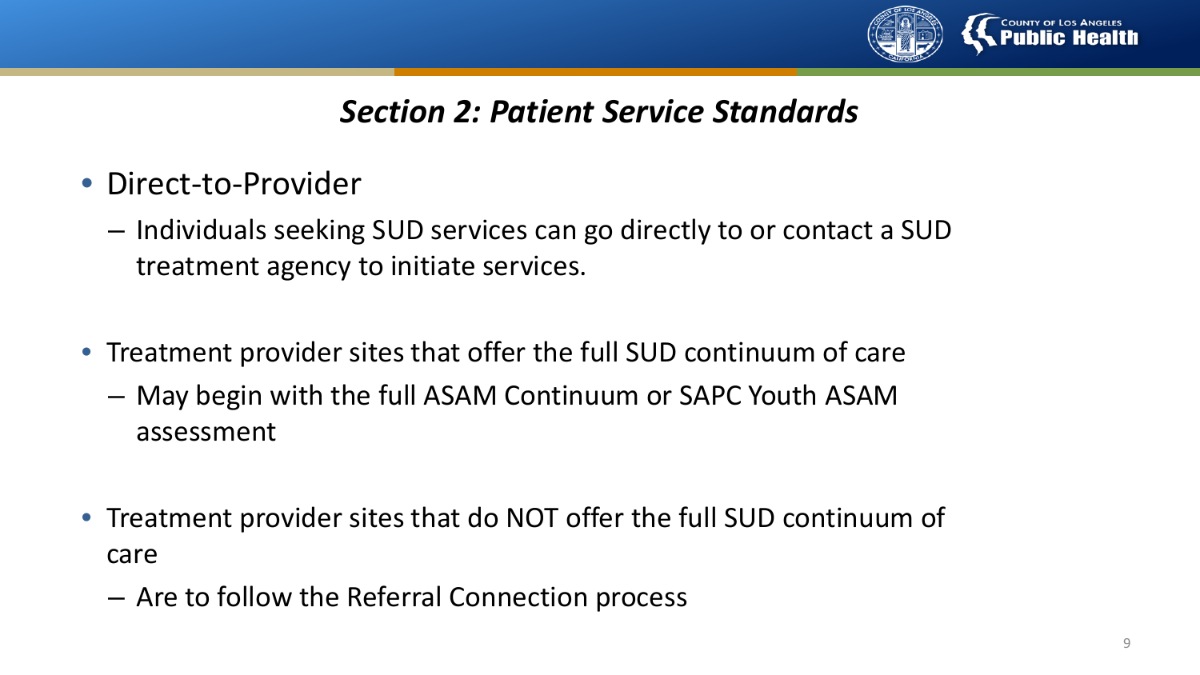## *Section 2: Patient Service Standards*

- Direct-to-Provider
  - Individuals seeking SUD services can go directly to or contact a SUD treatment agency to initiate services.
- Treatment provider sites that offer the full SUD continuum of care
  - May begin with the full ASAM Continuum or SAPC Youth ASAM assessment
- Treatment provider sites that do NOT offer the full SUD continuum of care
  - Are to follow the Referral Connection process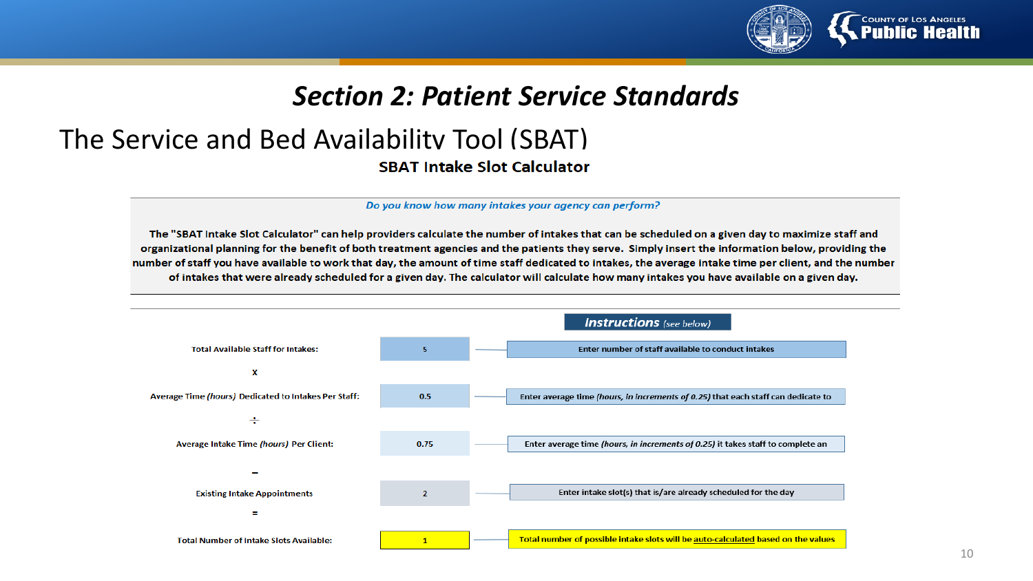# Section 2: Patient Service Standards

## The Service and Bed Availability Tool (SBAT)

### SBAT Intake Slot Calculator

***Do you know how many intakes your agency can perform?***

**The "SBAT Intake Slot Calculator" can help providers calculate the number of intakes that can be scheduled on a given day to maximize staff and organizational planning for the benefit of both treatment agencies and the patients they serve. Simply insert the information below, providing the number of staff you have available to work that day, the amount of time staff dedicated to intakes, the average intake time per client, and the number of intakes that were already scheduled for a given day. The calculator will calculate how many intakes you have available on a given day.**

***Instructions*** *(see below)*

| Field | Value | Instructions |
| --- | --- | --- |
| Total Available Staff for Intakes: | 5 | Enter number of staff available to conduct intakes |
| x | | |
| Average Time *(hours)* Dedicated to Intakes Per Staff: | 0.5 | Enter average time *(hours, in increments of 0.25)* that each staff can dedicate to |
| ÷ | | |
| Average Intake Time *(hours)* Per Client: | 0.75 | Enter average time *(hours, in increments of 0.25)* it takes staff to complete an |
| – | | |
| Existing Intake Appointments | 2 | Enter intake slot(s) that is/are already scheduled for the day |
| = | | |
| Total Number of Intake Slots Available: | 1 | Total number of possible intake slots will be auto-calculated based on the values |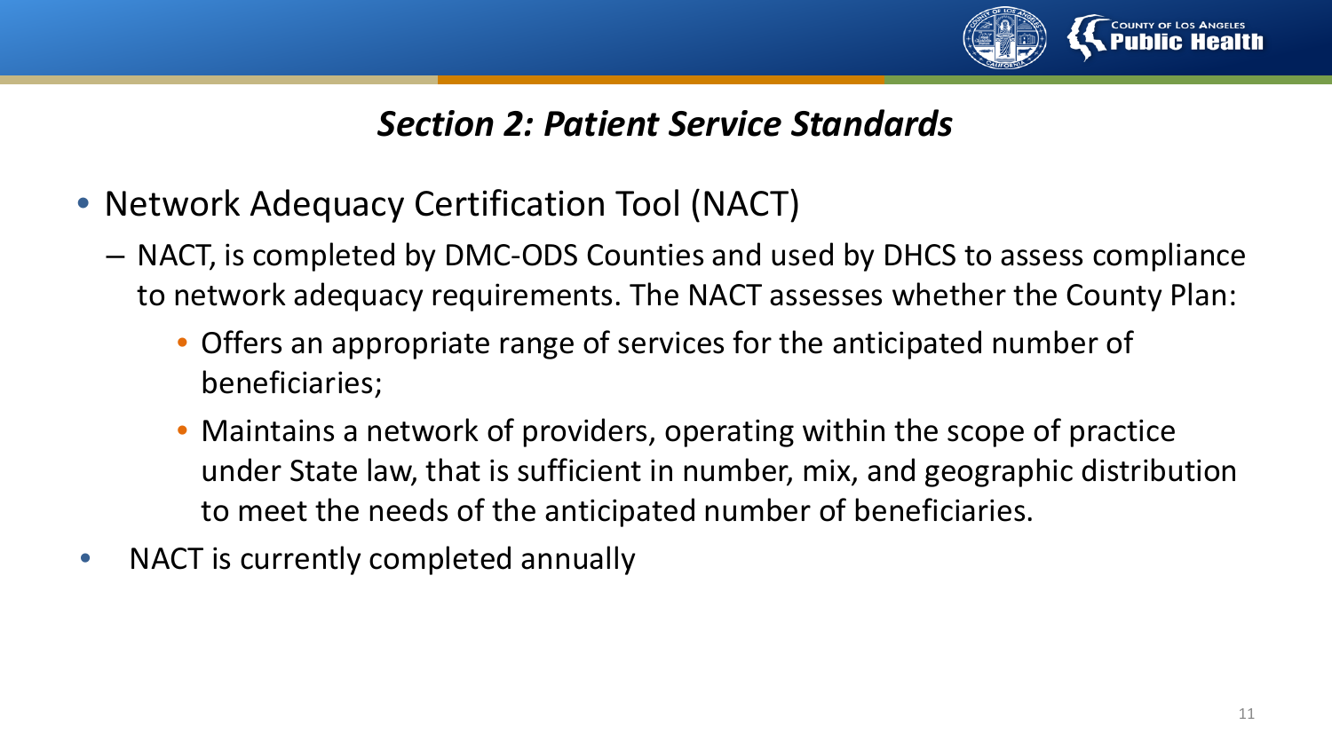## *Section 2: Patient Service Standards*

- Network Adequacy Certification Tool (NACT)
  - NACT, is completed by DMC-ODS Counties and used by DHCS to assess compliance to network adequacy requirements. The NACT assesses whether the County Plan:
    - Offers an appropriate range of services for the anticipated number of beneficiaries;
    - Maintains a network of providers, operating within the scope of practice under State law, that is sufficient in number, mix, and geographic distribution to meet the needs of the anticipated number of beneficiaries.
- NACT is currently completed annually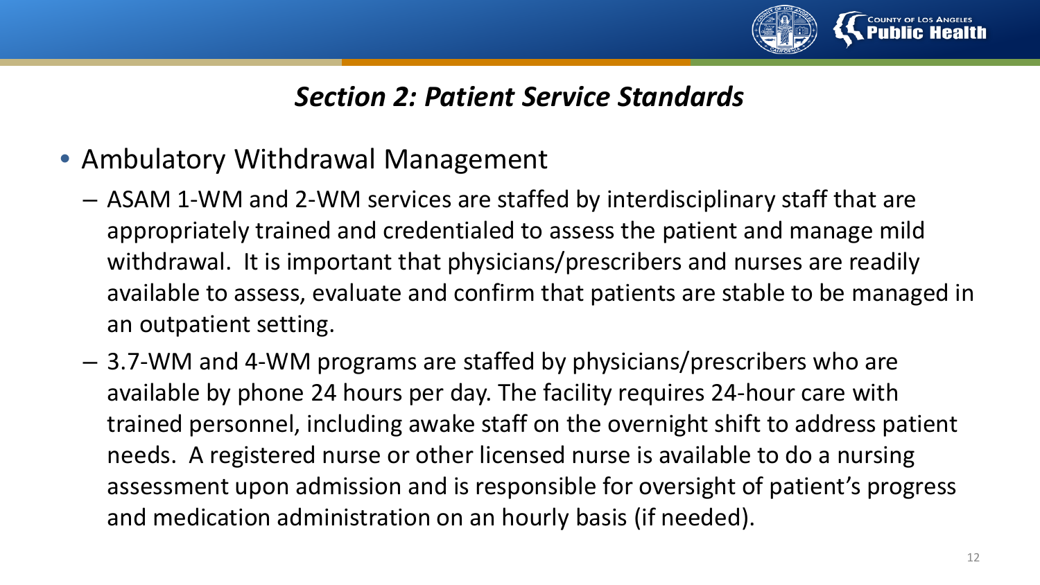## *Section 2: Patient Service Standards*

- Ambulatory Withdrawal Management
  - ASAM 1-WM and 2-WM services are staffed by interdisciplinary staff that are appropriately trained and credentialed to assess the patient and manage mild withdrawal. It is important that physicians/prescribers and nurses are readily available to assess, evaluate and confirm that patients are stable to be managed in an outpatient setting.
  - 3.7-WM and 4-WM programs are staffed by physicians/prescribers who are available by phone 24 hours per day. The facility requires 24-hour care with trained personnel, including awake staff on the overnight shift to address patient needs. A registered nurse or other licensed nurse is available to do a nursing assessment upon admission and is responsible for oversight of patient's progress and medication administration on an hourly basis (if needed).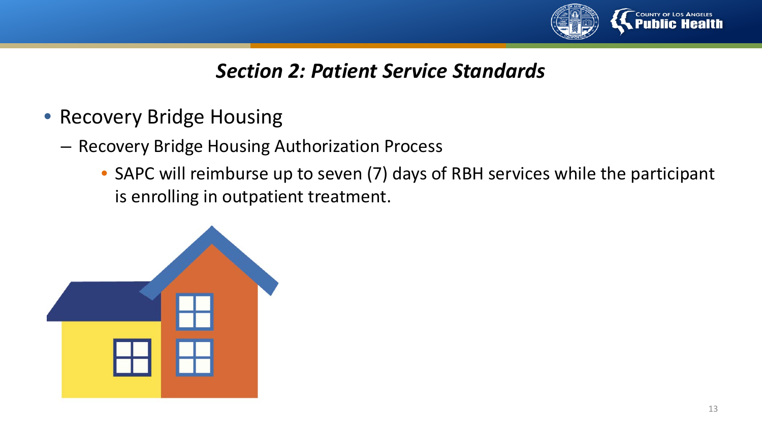## *Section 2: Patient Service Standards*

- Recovery Bridge Housing
  - Recovery Bridge Housing Authorization Process
    - SAPC will reimburse up to seven (7) days of RBH services while the participant is enrolling in outpatient treatment.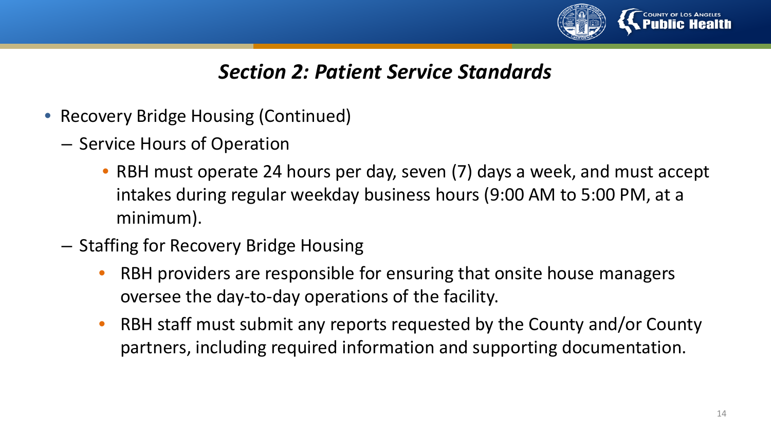## *Section 2: Patient Service Standards*

- Recovery Bridge Housing (Continued)
  - Service Hours of Operation
    - RBH must operate 24 hours per day, seven (7) days a week, and must accept intakes during regular weekday business hours (9:00 AM to 5:00 PM, at a minimum).
  - Staffing for Recovery Bridge Housing
    - RBH providers are responsible for ensuring that onsite house managers oversee the day-to-day operations of the facility.
    - RBH staff must submit any reports requested by the County and/or County partners, including required information and supporting documentation.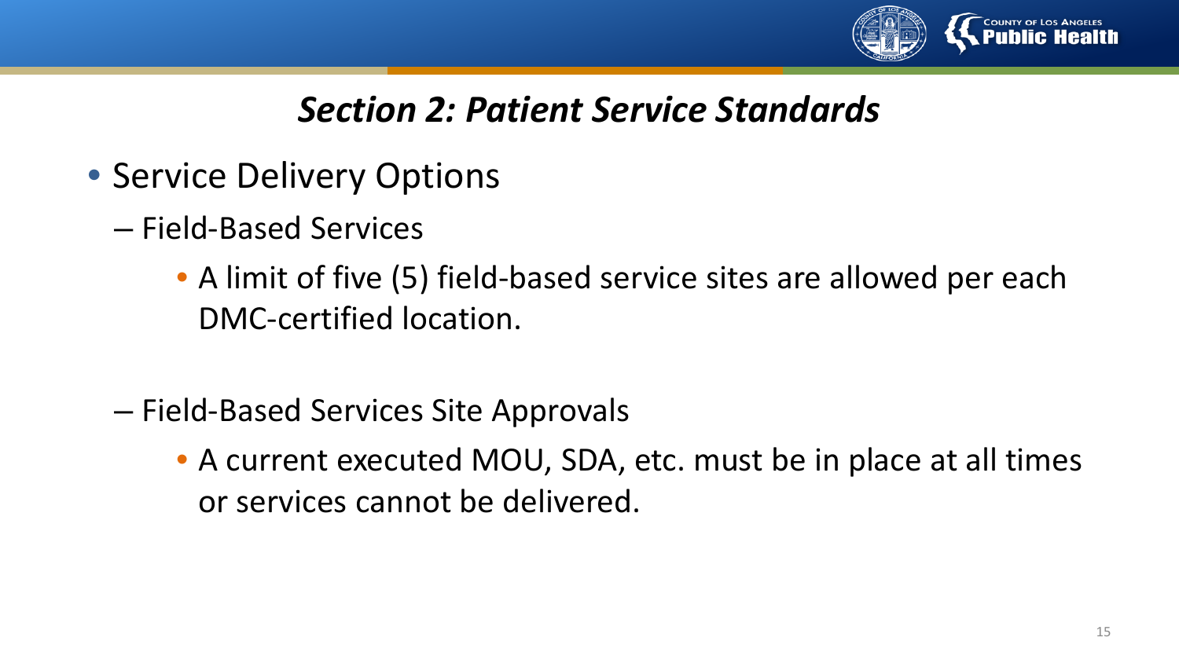## *Section 2: Patient Service Standards*

- Service Delivery Options
  - Field-Based Services
    - A limit of five (5) field-based service sites are allowed per each DMC-certified location.
  - Field-Based Services Site Approvals
    - A current executed MOU, SDA, etc. must be in place at all times or services cannot be delivered.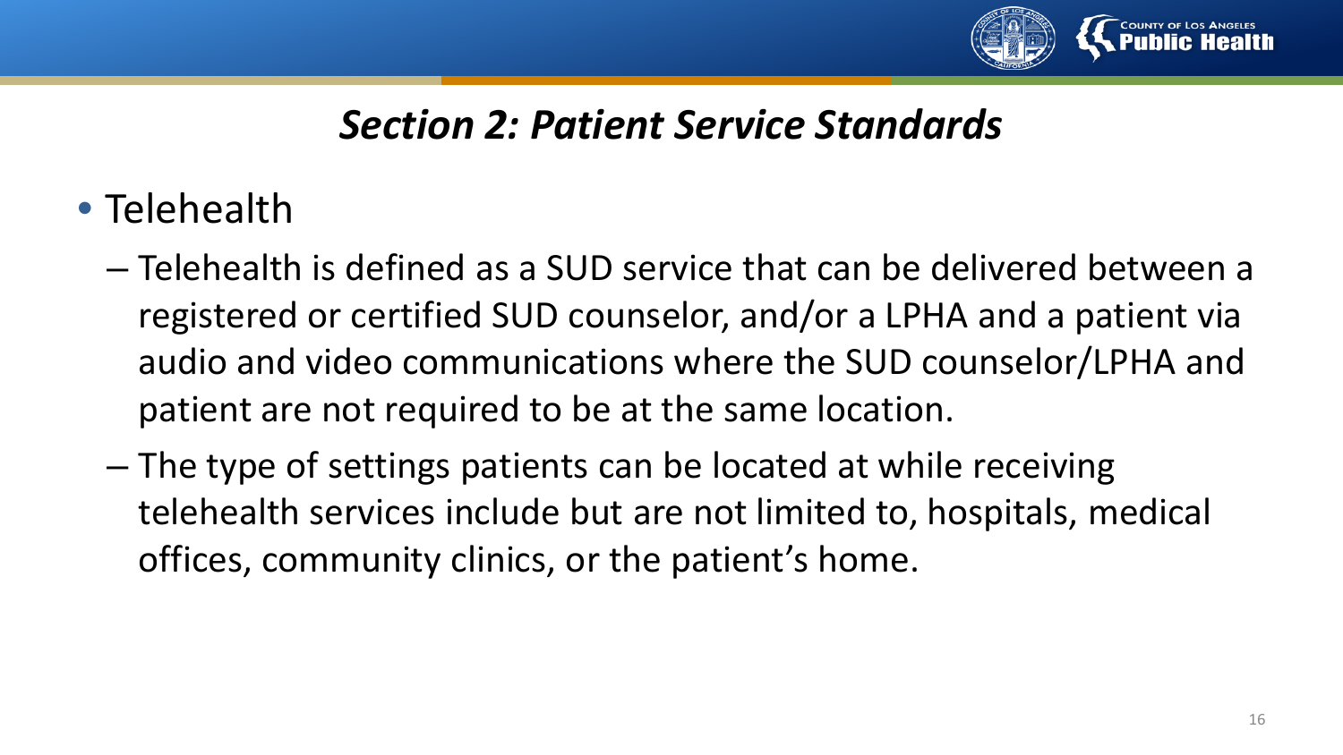## *Section 2: Patient Service Standards*

- Telehealth
  - Telehealth is defined as a SUD service that can be delivered between a registered or certified SUD counselor, and/or a LPHA and a patient via audio and video communications where the SUD counselor/LPHA and patient are not required to be at the same location.
  - The type of settings patients can be located at while receiving telehealth services include but are not limited to, hospitals, medical offices, community clinics, or the patient's home.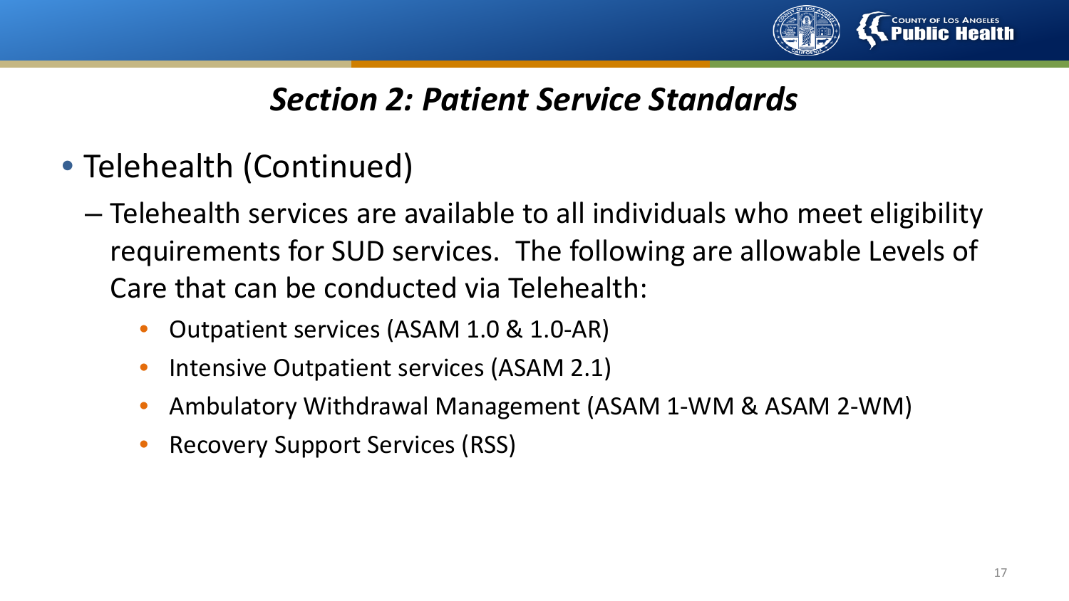## *Section 2: Patient Service Standards*

- Telehealth (Continued)
  - Telehealth services are available to all individuals who meet eligibility requirements for SUD services. The following are allowable Levels of Care that can be conducted via Telehealth:
    - Outpatient services (ASAM 1.0 & 1.0-AR)
    - Intensive Outpatient services (ASAM 2.1)
    - Ambulatory Withdrawal Management (ASAM 1-WM & ASAM 2-WM)
    - Recovery Support Services (RSS)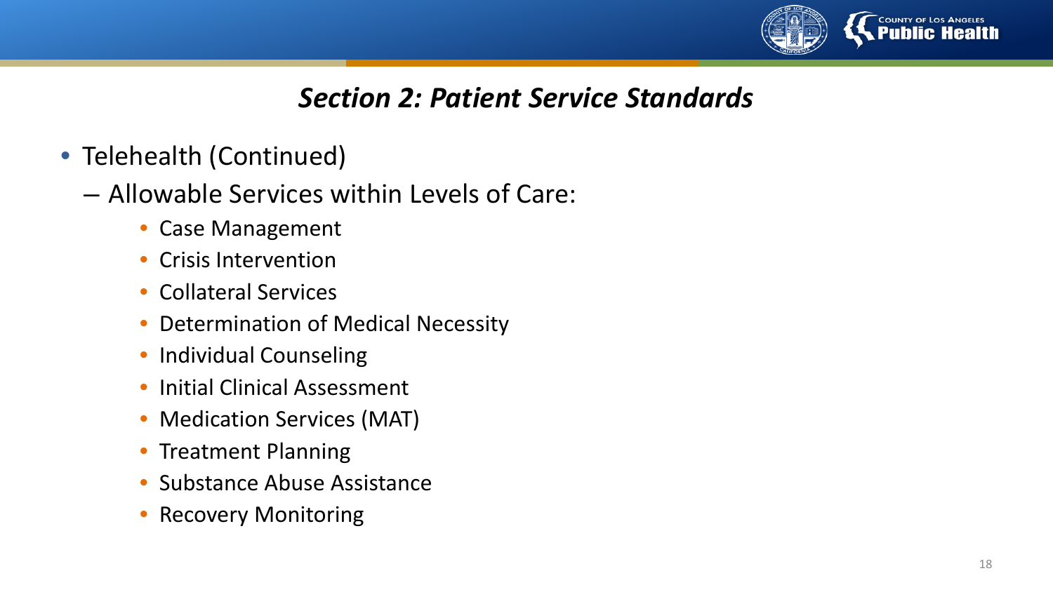## *Section 2: Patient Service Standards*

- Telehealth (Continued)
  - Allowable Services within Levels of Care:
    - Case Management
    - Crisis Intervention
    - Collateral Services
    - Determination of Medical Necessity
    - Individual Counseling
    - Initial Clinical Assessment
    - Medication Services (MAT)
    - Treatment Planning
    - Substance Abuse Assistance
    - Recovery Monitoring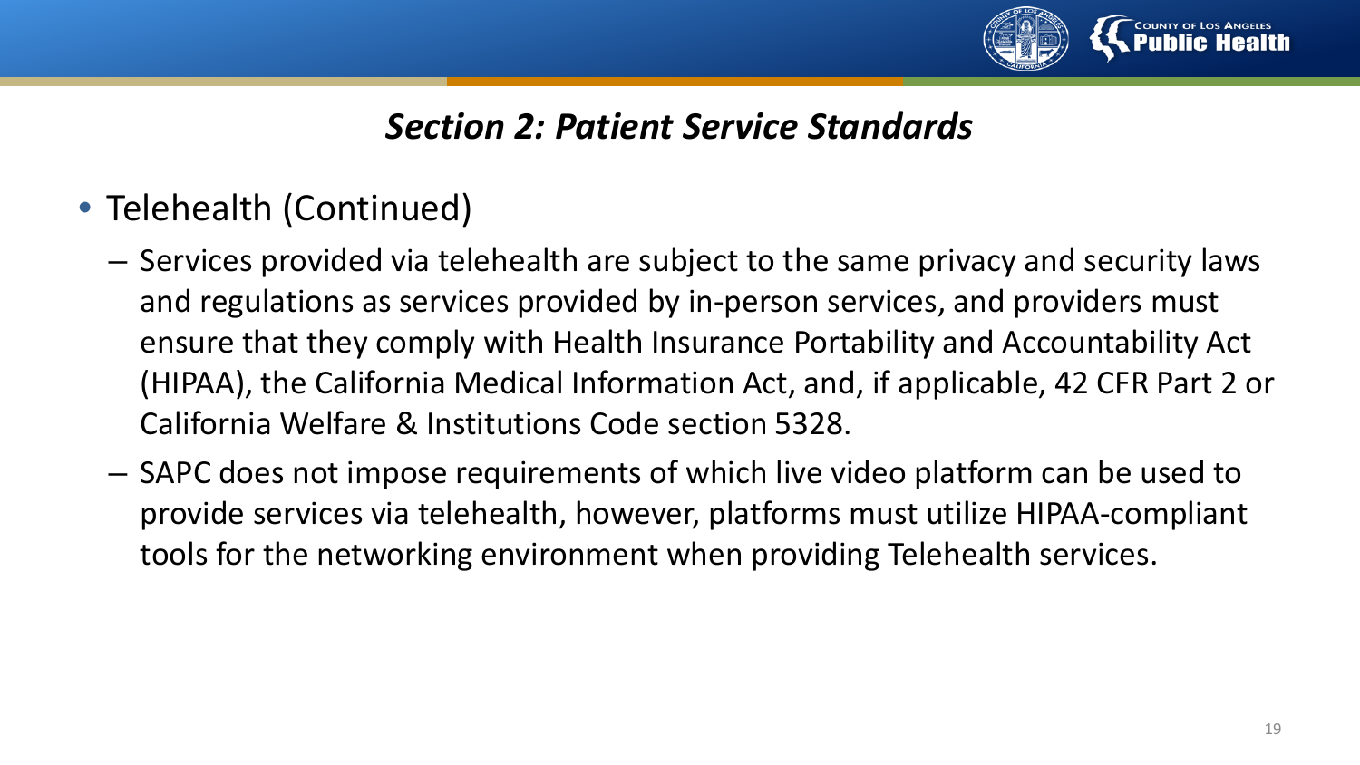## *Section 2: Patient Service Standards*

- Telehealth (Continued)
  - Services provided via telehealth are subject to the same privacy and security laws and regulations as services provided by in-person services, and providers must ensure that they comply with Health Insurance Portability and Accountability Act (HIPAA), the California Medical Information Act, and, if applicable, 42 CFR Part 2 or California Welfare & Institutions Code section 5328.
  - SAPC does not impose requirements of which live video platform can be used to provide services via telehealth, however, platforms must utilize HIPAA-compliant tools for the networking environment when providing Telehealth services.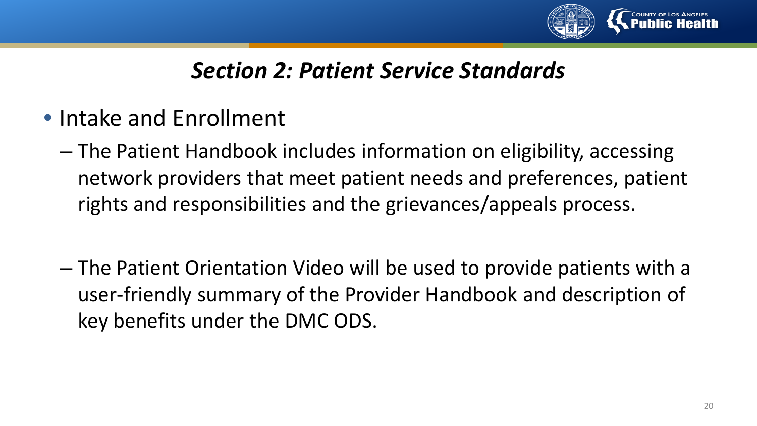## *Section 2: Patient Service Standards*

- Intake and Enrollment
  - The Patient Handbook includes information on eligibility, accessing network providers that meet patient needs and preferences, patient rights and responsibilities and the grievances/appeals process.
  - The Patient Orientation Video will be used to provide patients with a user-friendly summary of the Provider Handbook and description of key benefits under the DMC ODS.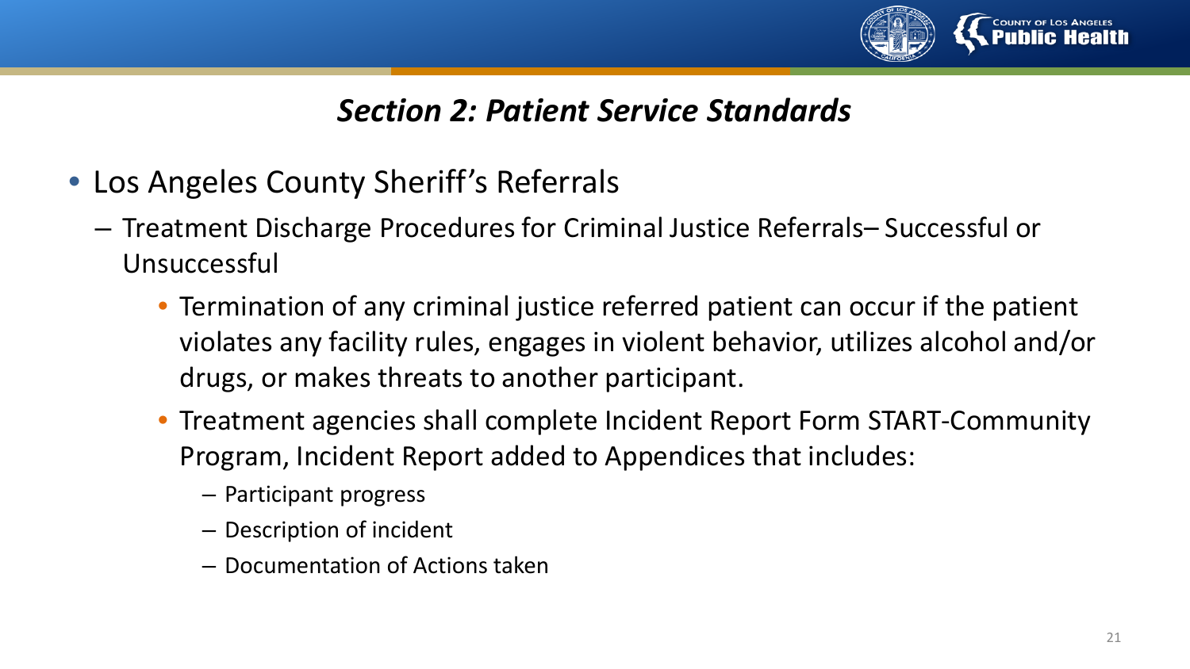## *Section 2: Patient Service Standards*

- Los Angeles County Sheriff's Referrals
  - Treatment Discharge Procedures for Criminal Justice Referrals– Successful or Unsuccessful
    - Termination of any criminal justice referred patient can occur if the patient violates any facility rules, engages in violent behavior, utilizes alcohol and/or drugs, or makes threats to another participant.
    - Treatment agencies shall complete Incident Report Form START-Community Program, Incident Report added to Appendices that includes:
      - Participant progress
      - Description of incident
      - Documentation of Actions taken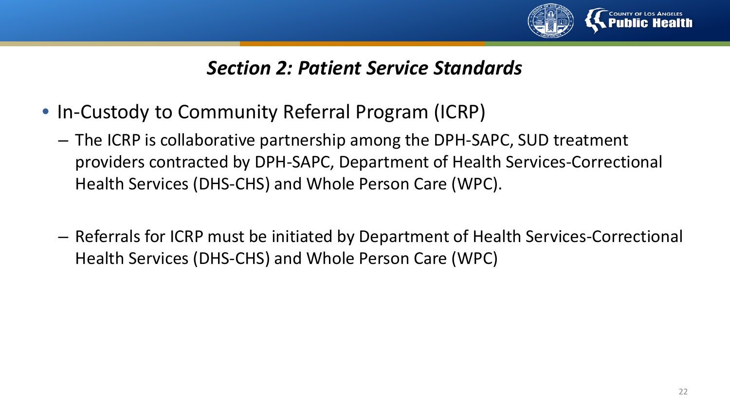## *Section 2: Patient Service Standards*

- In-Custody to Community Referral Program (ICRP)
  - The ICRP is collaborative partnership among the DPH-SAPC, SUD treatment providers contracted by DPH-SAPC, Department of Health Services-Correctional Health Services (DHS-CHS) and Whole Person Care (WPC).
  - Referrals for ICRP must be initiated by Department of Health Services-Correctional Health Services (DHS-CHS) and Whole Person Care (WPC)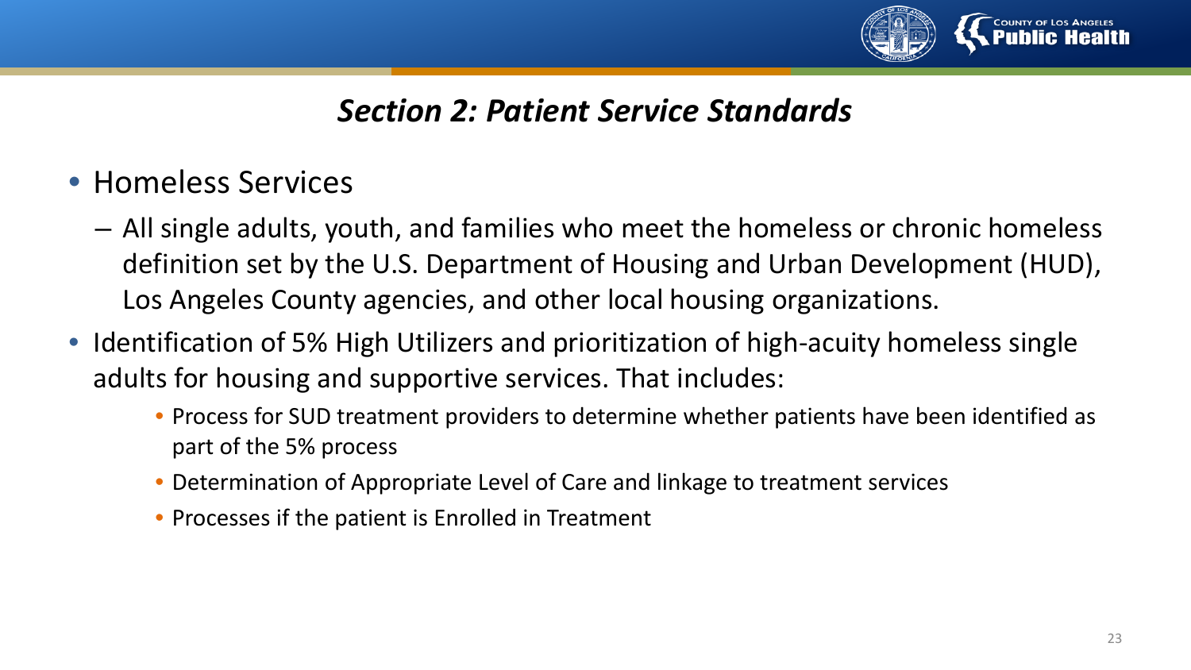## *Section 2: Patient Service Standards*

- Homeless Services
  - All single adults, youth, and families who meet the homeless or chronic homeless definition set by the U.S. Department of Housing and Urban Development (HUD), Los Angeles County agencies, and other local housing organizations.
- Identification of 5% High Utilizers and prioritization of high-acuity homeless single adults for housing and supportive services. That includes:
  - Process for SUD treatment providers to determine whether patients have been identified as part of the 5% process
  - Determination of Appropriate Level of Care and linkage to treatment services
  - Processes if the patient is Enrolled in Treatment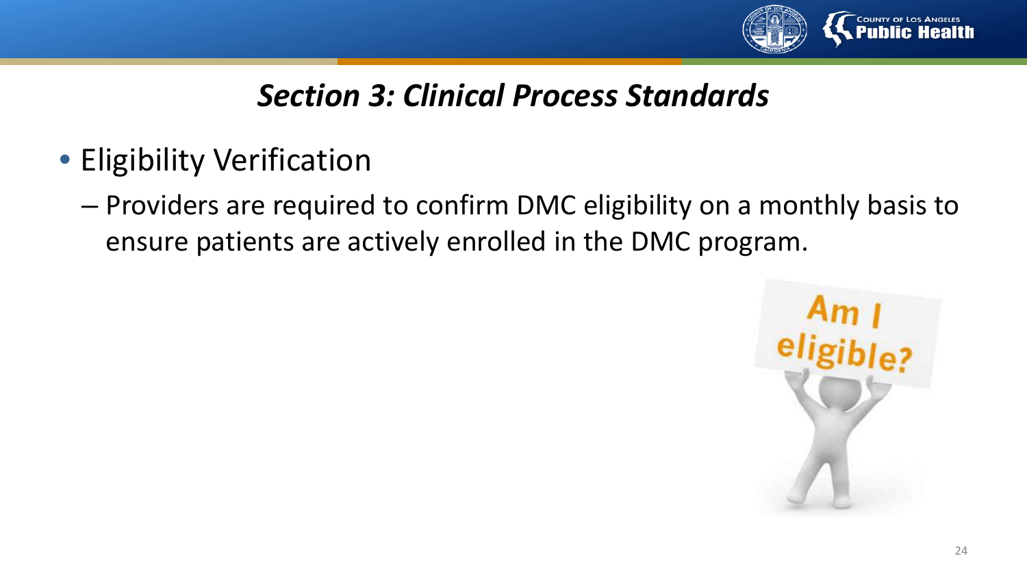## *Section 3: Clinical Process Standards*

- Eligibility Verification
  - Providers are required to confirm DMC eligibility on a monthly basis to ensure patients are actively enrolled in the DMC program.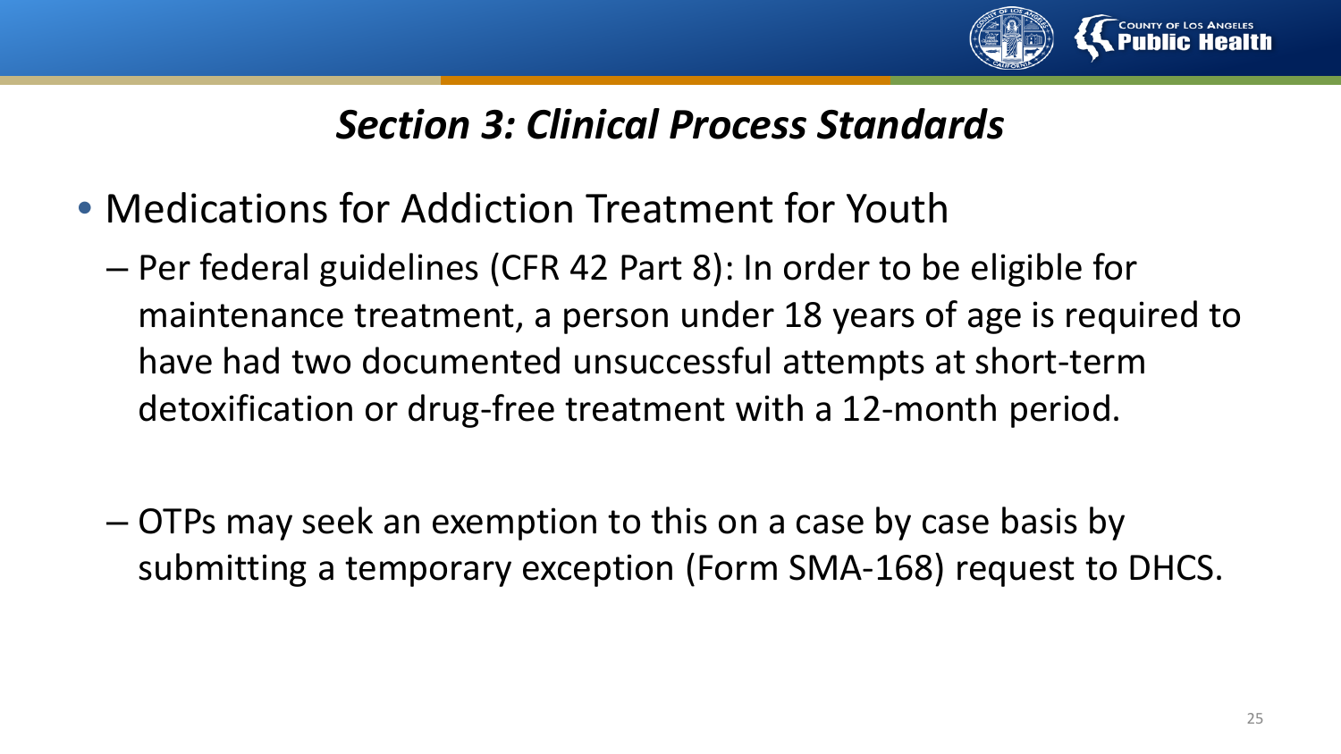## *Section 3: Clinical Process Standards*

- Medications for Addiction Treatment for Youth
  - Per federal guidelines (CFR 42 Part 8): In order to be eligible for maintenance treatment, a person under 18 years of age is required to have had two documented unsuccessful attempts at short-term detoxification or drug-free treatment with a 12-month period.
  - OTPs may seek an exemption to this on a case by case basis by submitting a temporary exception (Form SMA-168) request to DHCS.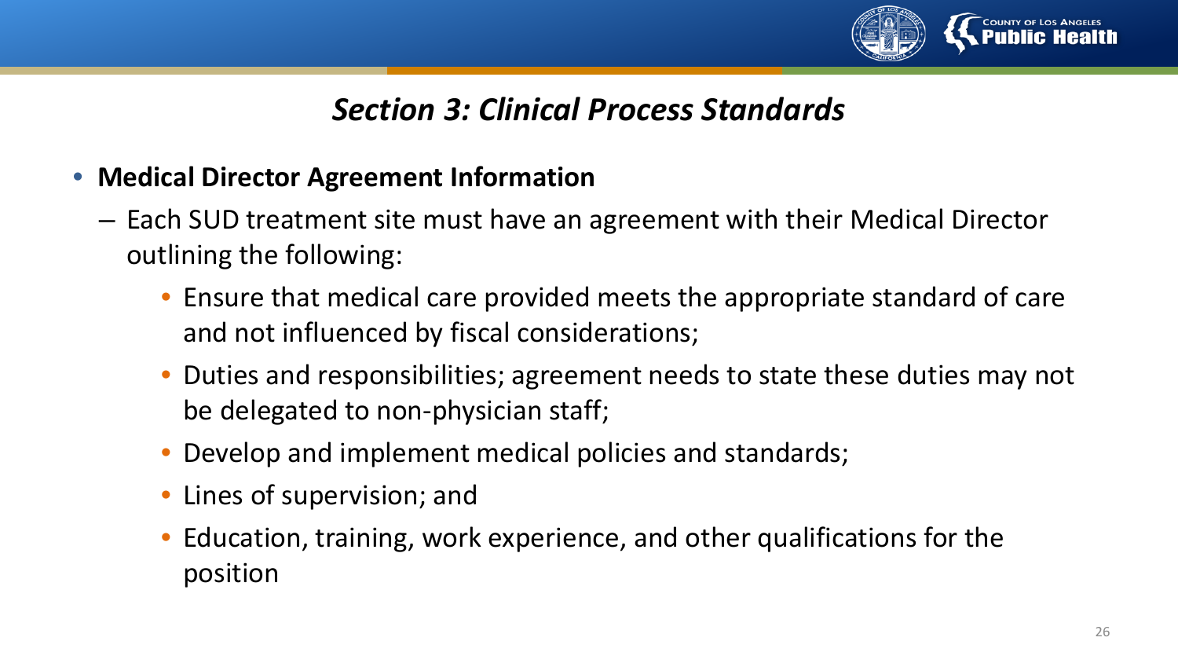## *Section 3: Clinical Process Standards*

- **Medical Director Agreement Information**
  - Each SUD treatment site must have an agreement with their Medical Director outlining the following:
    - Ensure that medical care provided meets the appropriate standard of care and not influenced by fiscal considerations;
    - Duties and responsibilities; agreement needs to state these duties may not be delegated to non-physician staff;
    - Develop and implement medical policies and standards;
    - Lines of supervision; and
    - Education, training, work experience, and other qualifications for the position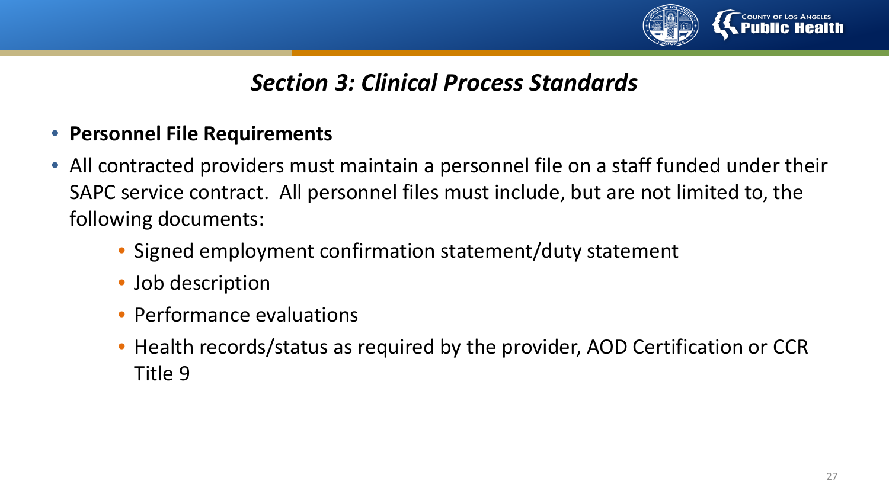## *Section 3: Clinical Process Standards*

- **Personnel File Requirements**
- All contracted providers must maintain a personnel file on a staff funded under their SAPC service contract. All personnel files must include, but are not limited to, the following documents:
  - Signed employment confirmation statement/duty statement
  - Job description
  - Performance evaluations
  - Health records/status as required by the provider, AOD Certification or CCR Title 9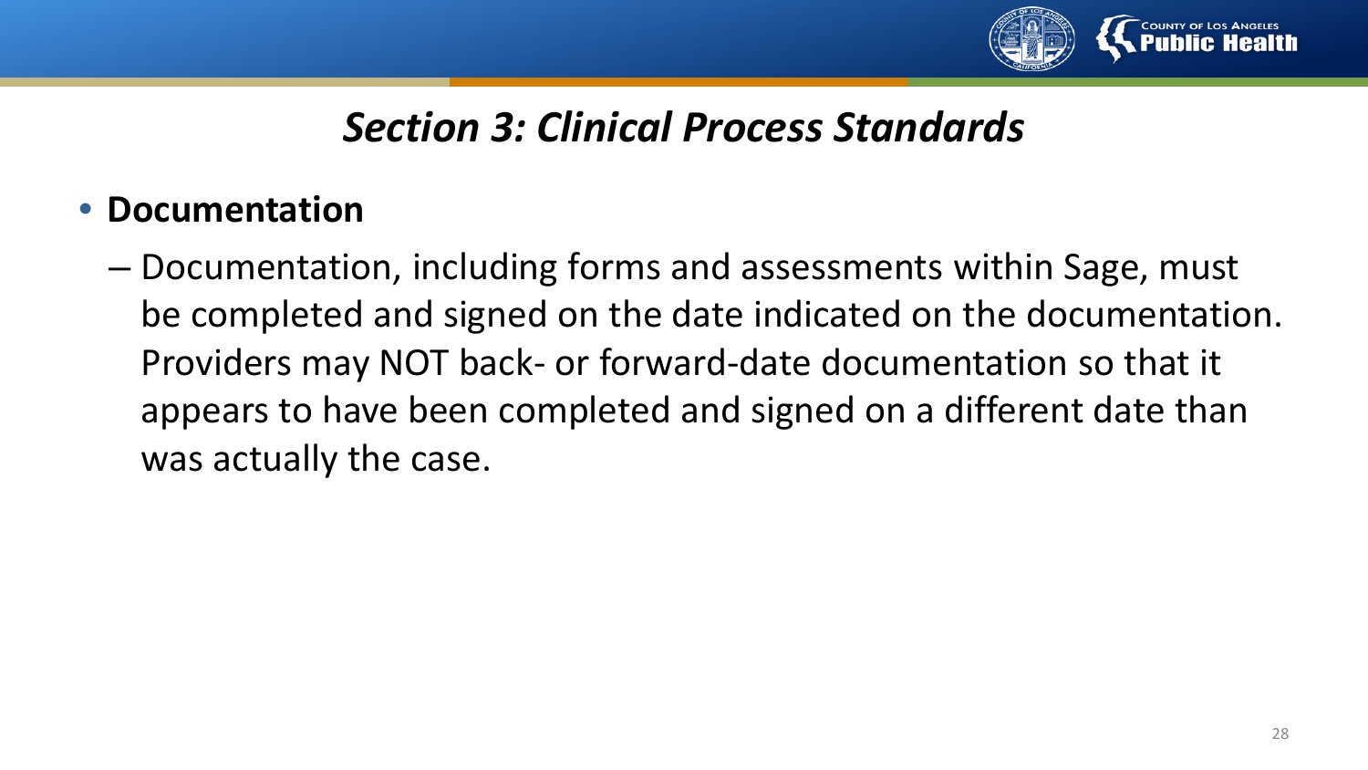## *Section 3: Clinical Process Standards*

- **Documentation**
  - Documentation, including forms and assessments within Sage, must be completed and signed on the date indicated on the documentation. Providers may NOT back- or forward-date documentation so that it appears to have been completed and signed on a different date than was actually the case.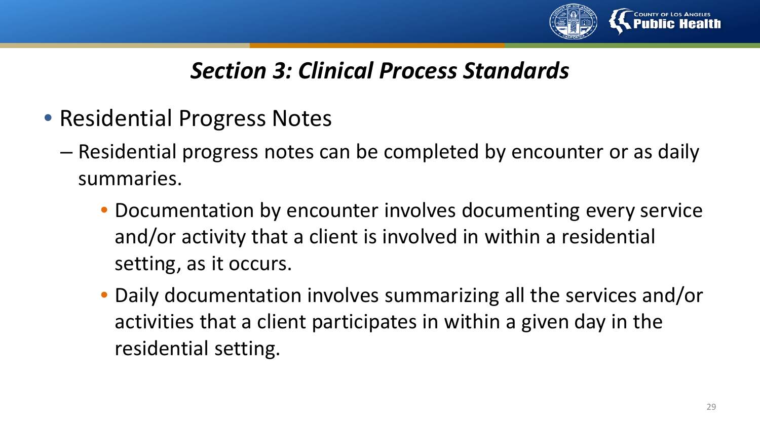## *Section 3: Clinical Process Standards*

- Residential Progress Notes
  - Residential progress notes can be completed by encounter or as daily summaries.
    - Documentation by encounter involves documenting every service and/or activity that a client is involved in within a residential setting, as it occurs.
    - Daily documentation involves summarizing all the services and/or activities that a client participates in within a given day in the residential setting.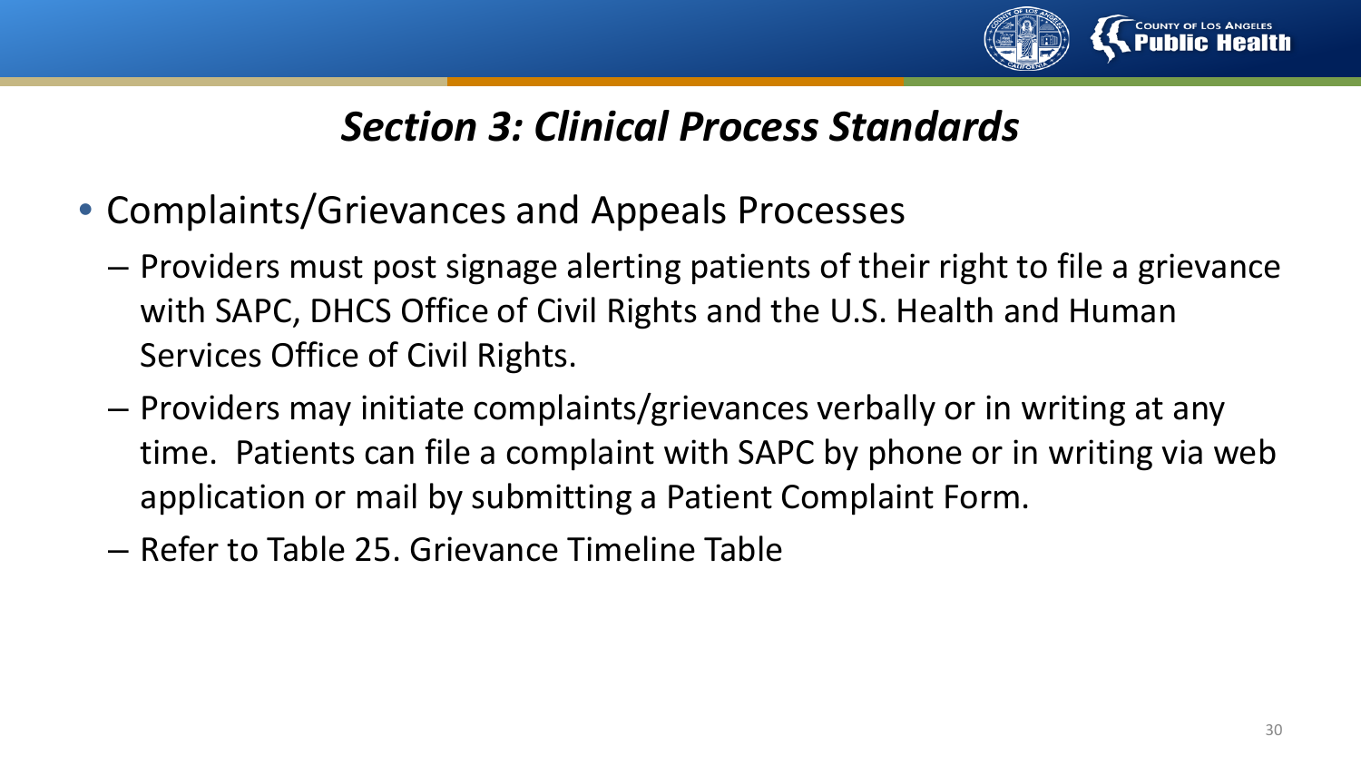# *Section 3: Clinical Process Standards*

- Complaints/Grievances and Appeals Processes
  - Providers must post signage alerting patients of their right to file a grievance with SAPC, DHCS Office of Civil Rights and the U.S. Health and Human Services Office of Civil Rights.
  - Providers may initiate complaints/grievances verbally or in writing at any time. Patients can file a complaint with SAPC by phone or in writing via web application or mail by submitting a Patient Complaint Form.
  - Refer to Table 25. Grievance Timeline Table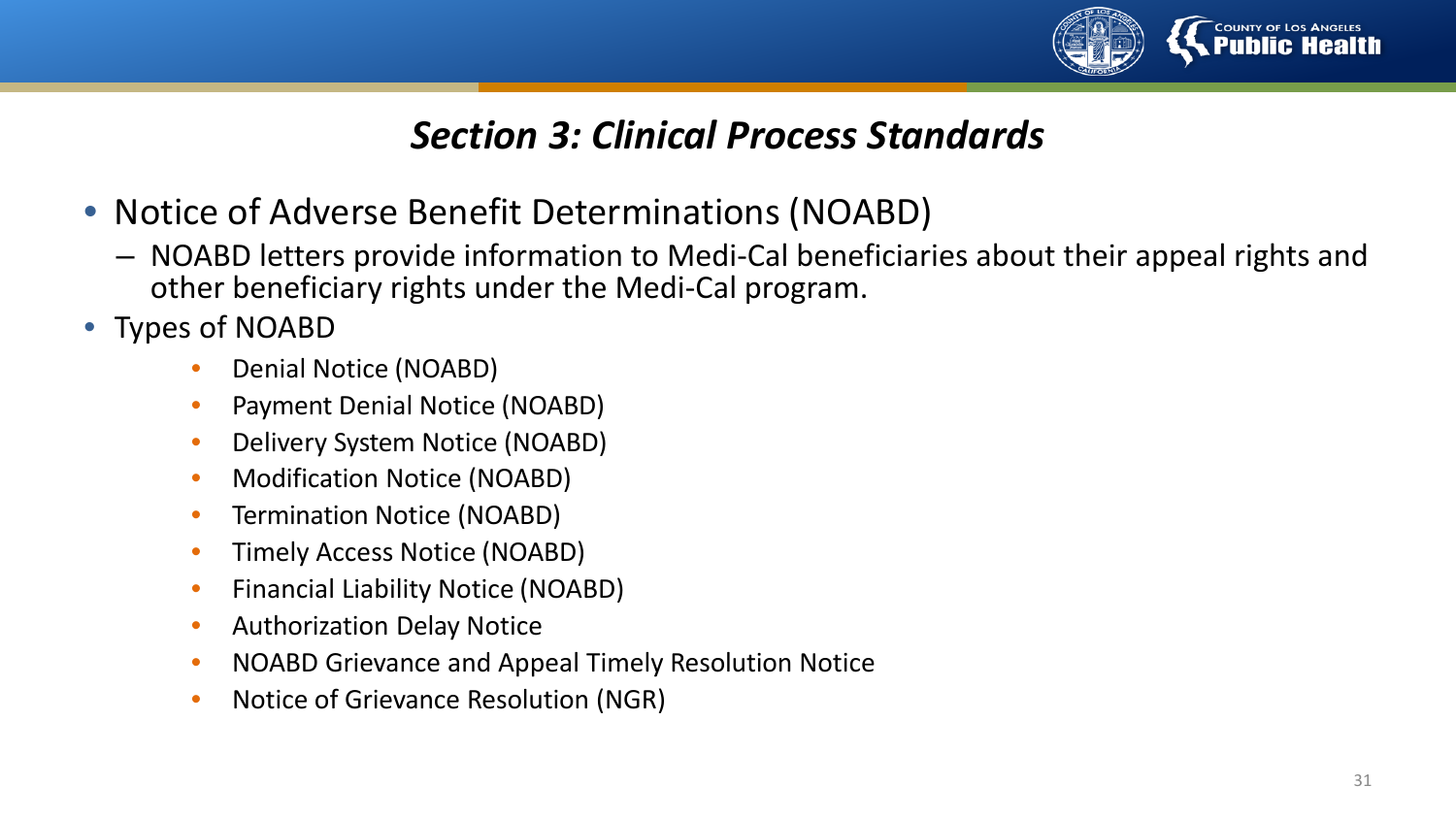## *Section 3: Clinical Process Standards*

- Notice of Adverse Benefit Determinations (NOABD)
  - NOABD letters provide information to Medi-Cal beneficiaries about their appeal rights and other beneficiary rights under the Medi-Cal program.
- Types of NOABD
  - Denial Notice (NOABD)
  - Payment Denial Notice (NOABD)
  - Delivery System Notice (NOABD)
  - Modification Notice (NOABD)
  - Termination Notice (NOABD)
  - Timely Access Notice (NOABD)
  - Financial Liability Notice (NOABD)
  - Authorization Delay Notice
  - NOABD Grievance and Appeal Timely Resolution Notice
  - Notice of Grievance Resolution (NGR)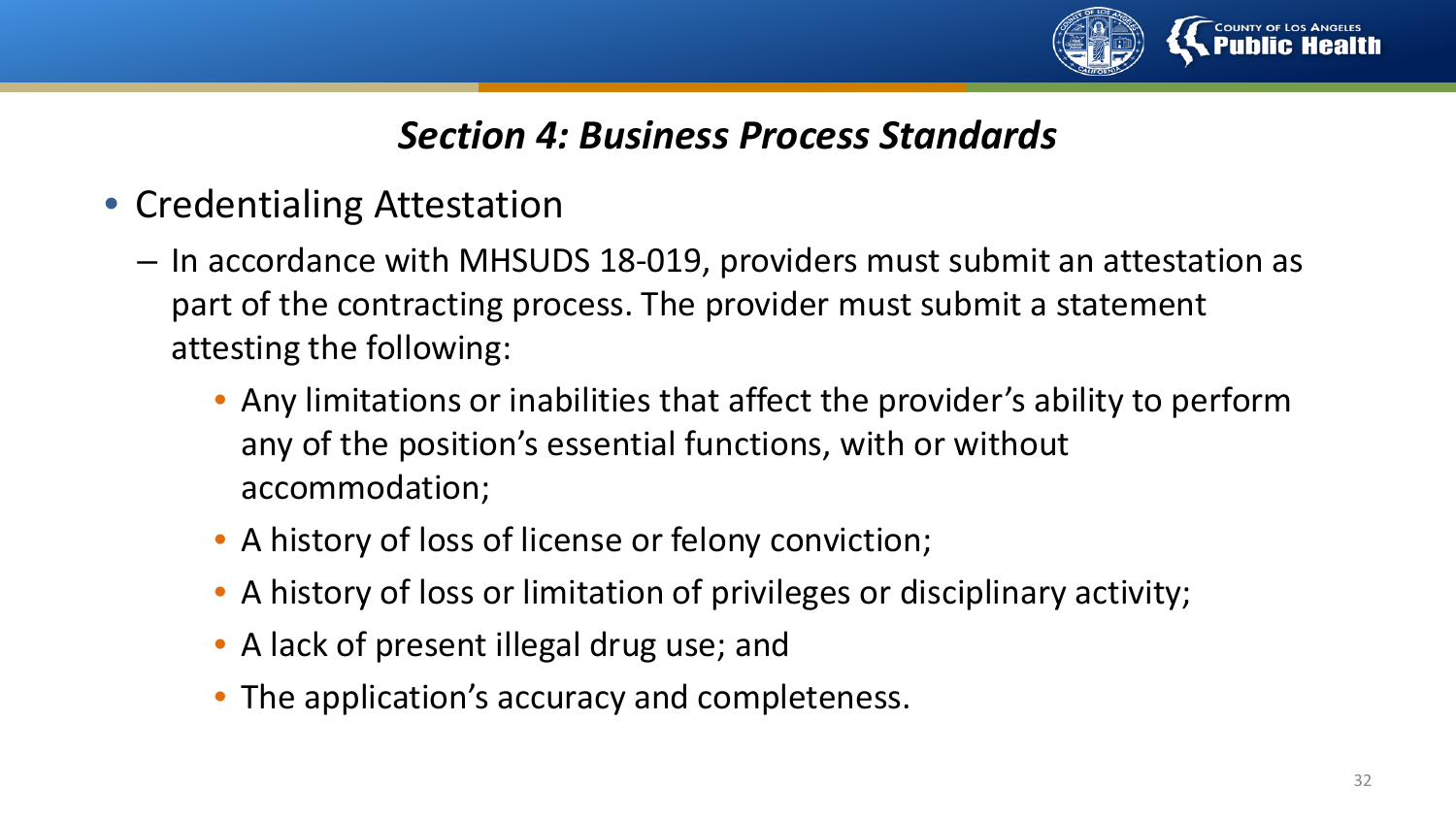## *Section 4: Business Process Standards*

- Credentialing Attestation
  - In accordance with MHSUDS 18-019, providers must submit an attestation as part of the contracting process. The provider must submit a statement attesting the following:
    - Any limitations or inabilities that affect the provider's ability to perform any of the position's essential functions, with or without accommodation;
    - A history of loss of license or felony conviction;
    - A history of loss or limitation of privileges or disciplinary activity;
    - A lack of present illegal drug use; and
    - The application's accuracy and completeness.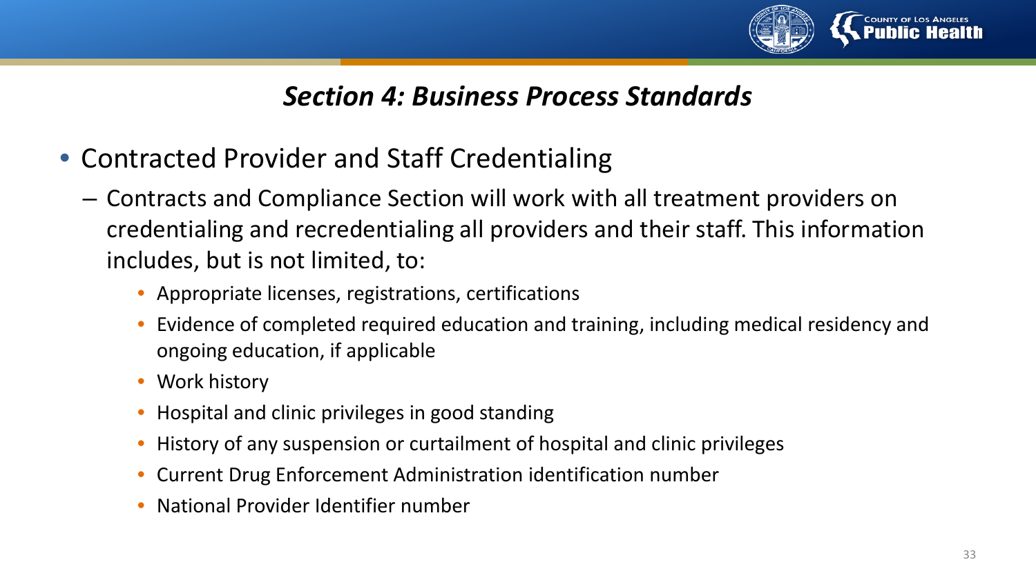## *Section 4: Business Process Standards*

- Contracted Provider and Staff Credentialing
  - Contracts and Compliance Section will work with all treatment providers on credentialing and recredentialing all providers and their staff. This information includes, but is not limited to:
    - Appropriate licenses, registrations, certifications
    - Evidence of completed required education and training, including medical residency and ongoing education, if applicable
    - Work history
    - Hospital and clinic privileges in good standing
    - History of any suspension or curtailment of hospital and clinic privileges
    - Current Drug Enforcement Administration identification number
    - National Provider Identifier number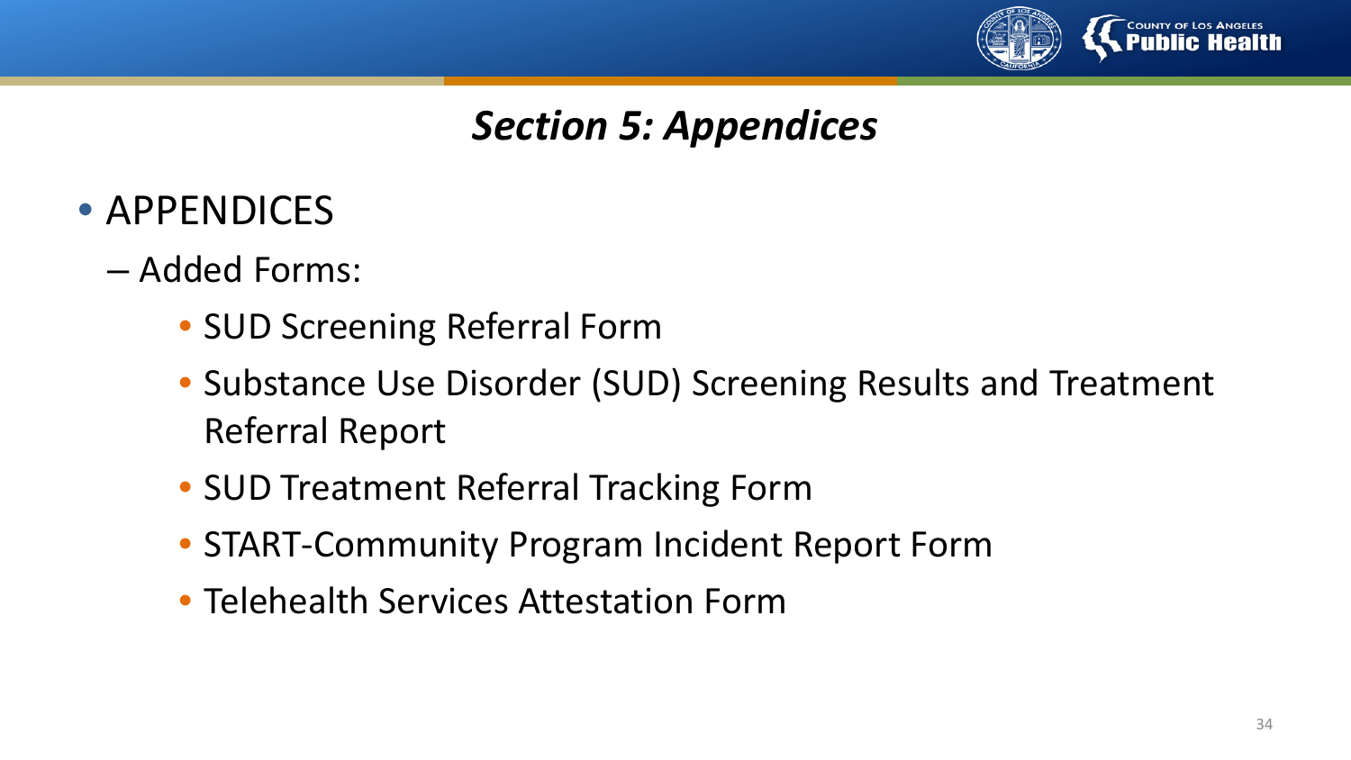# *Section 5: Appendices*

- APPENDICES
  - Added Forms:
    - SUD Screening Referral Form
    - Substance Use Disorder (SUD) Screening Results and Treatment Referral Report
    - SUD Treatment Referral Tracking Form
    - START-Community Program Incident Report Form
    - Telehealth Services Attestation Form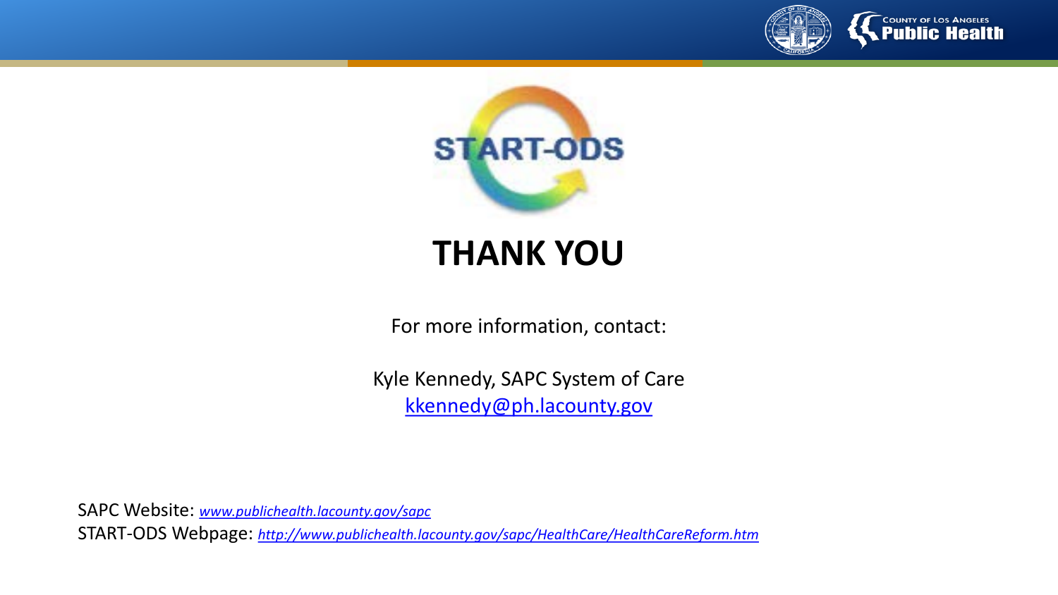START-ODS

# THANK YOU

For more information, contact:

Kyle Kennedy, SAPC System of Care
kkennedy@ph.lacounty.gov

SAPC Website: *www.publichealth.lacounty.gov/sapc*
START-ODS Webpage: *http://www.publichealth.lacounty.gov/sapc/HealthCare/HealthCareReform.htm*